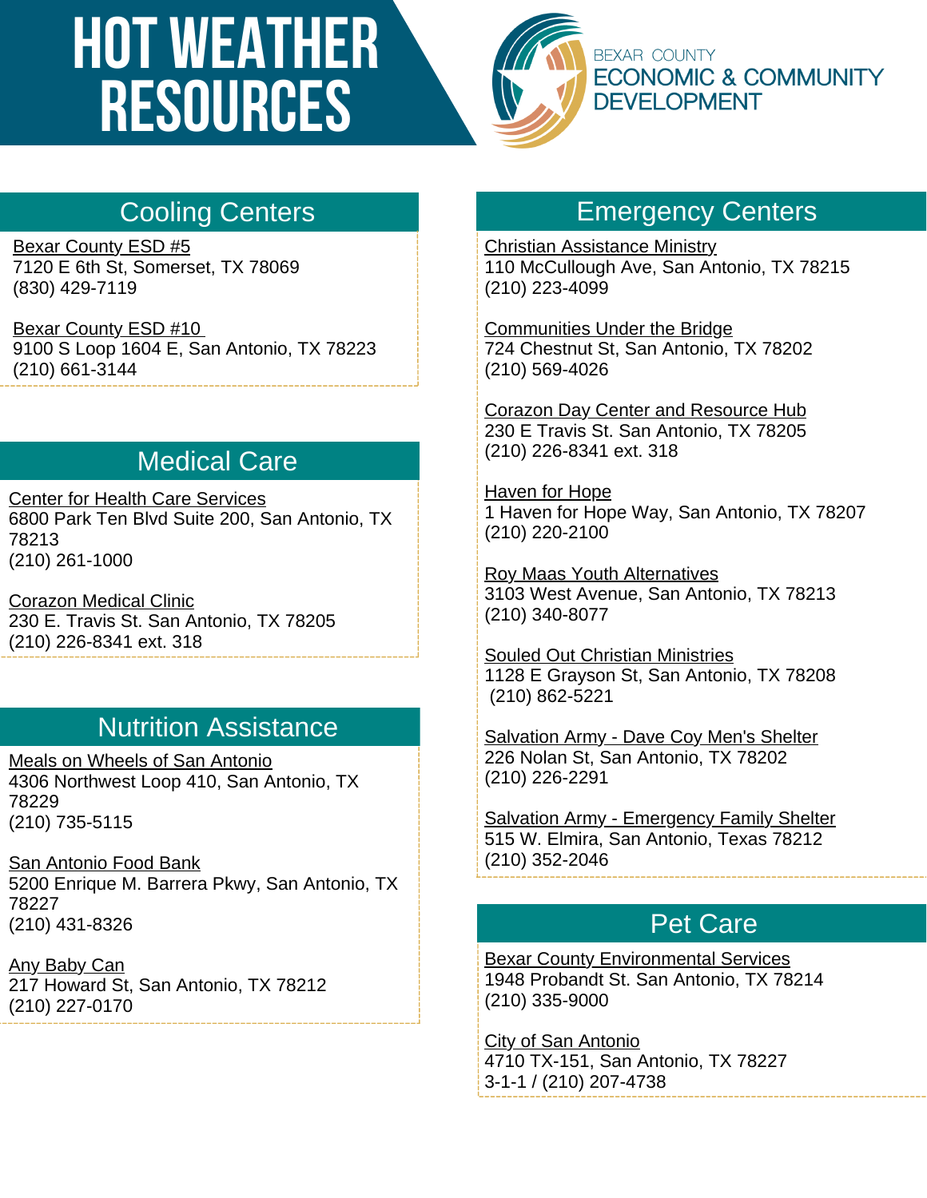# HOT WEATHER RESOURCES

BEXAR COUNTY
ECONOMIC & COMMUNITY DEVELOPMENT

## Cooling Centers

Bexar County ESD #5
7120 E 6th St, Somerset, TX 78069
(830) 429-7119

Bexar County ESD #10
9100 S Loop 1604 E, San Antonio, TX 78223
(210) 661-3144

## Medical Care

Center for Health Care Services
6800 Park Ten Blvd Suite 200, San Antonio, TX 78213
(210) 261-1000

Corazon Medical Clinic
230 E. Travis St. San Antonio, TX 78205
(210) 226-8341 ext. 318

## Nutrition Assistance

Meals on Wheels of San Antonio
4306 Northwest Loop 410, San Antonio, TX 78229
(210) 735-5115

San Antonio Food Bank
5200 Enrique M. Barrera Pkwy, San Antonio, TX 78227
(210) 431-8326

Any Baby Can
217 Howard St, San Antonio, TX 78212
(210) 227-0170

## Emergency Centers

Christian Assistance Ministry
110 McCullough Ave, San Antonio, TX 78215
(210) 223-4099

Communities Under the Bridge
724 Chestnut St, San Antonio, TX 78202
(210) 569-4026

Corazon Day Center and Resource Hub
230 E Travis St. San Antonio, TX 78205
(210) 226-8341 ext. 318

Haven for Hope
1 Haven for Hope Way, San Antonio, TX 78207
(210) 220-2100

Roy Maas Youth Alternatives
3103 West Avenue, San Antonio, TX 78213
(210) 340-8077

Souled Out Christian Ministries
1128 E Grayson St, San Antonio, TX 78208
(210) 862-5221

Salvation Army - Dave Coy Men's Shelter
226 Nolan St, San Antonio, TX 78202
(210) 226-2291

Salvation Army - Emergency Family Shelter
515 W. Elmira, San Antonio, Texas 78212
(210) 352-2046

## Pet Care

Bexar County Environmental Services
1948 Probandt St. San Antonio, TX 78214
(210) 335-9000

City of San Antonio
4710 TX-151, San Antonio, TX 78227
3-1-1 / (210) 207-4738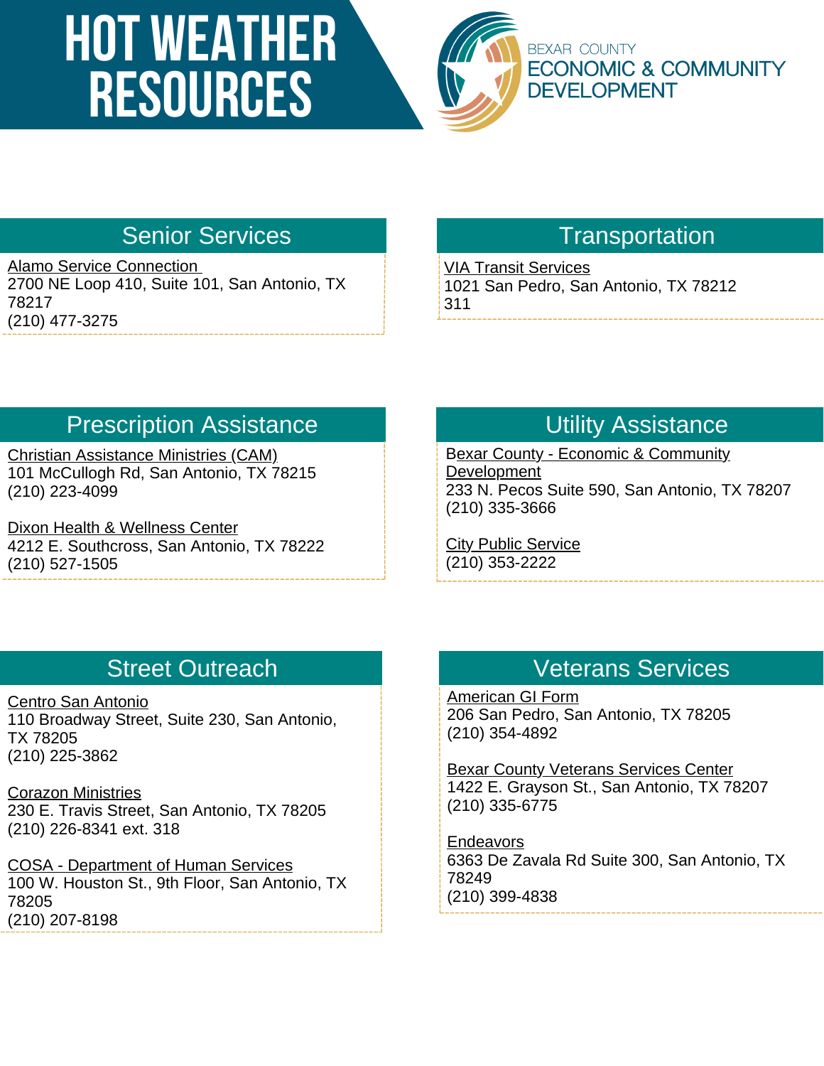# HOT WEATHER RESOURCES

BEXAR COUNTY
ECONOMIC & COMMUNITY DEVELOPMENT

## Senior Services

Alamo Service Connection
2700 NE Loop 410, Suite 101, San Antonio, TX 78217
(210) 477-3275

## Transportation

VIA Transit Services
1021 San Pedro, San Antonio, TX 78212
311

## Prescription Assistance

Christian Assistance Ministries (CAM)
101 McCullogh Rd, San Antonio, TX 78215
(210) 223-4099

Dixon Health & Wellness Center
4212 E. Southcross, San Antonio, TX 78222
(210) 527-1505

## Utility Assistance

Bexar County - Economic & Community Development
233 N. Pecos Suite 590, San Antonio, TX 78207
(210) 335-3666

City Public Service
(210) 353-2222

## Street Outreach

Centro San Antonio
110 Broadway Street, Suite 230, San Antonio, TX 78205
(210) 225-3862

Corazon Ministries
230 E. Travis Street, San Antonio, TX 78205
(210) 226-8341 ext. 318

COSA - Department of Human Services
100 W. Houston St., 9th Floor, San Antonio, TX 78205
(210) 207-8198

## Veterans Services

American GI Form
206 San Pedro, San Antonio, TX 78205
(210) 354-4892

Bexar County Veterans Services Center
1422 E. Grayson St., San Antonio, TX 78207
(210) 335-6775

Endeavors
6363 De Zavala Rd Suite 300, San Antonio, TX 78249
(210) 399-4838